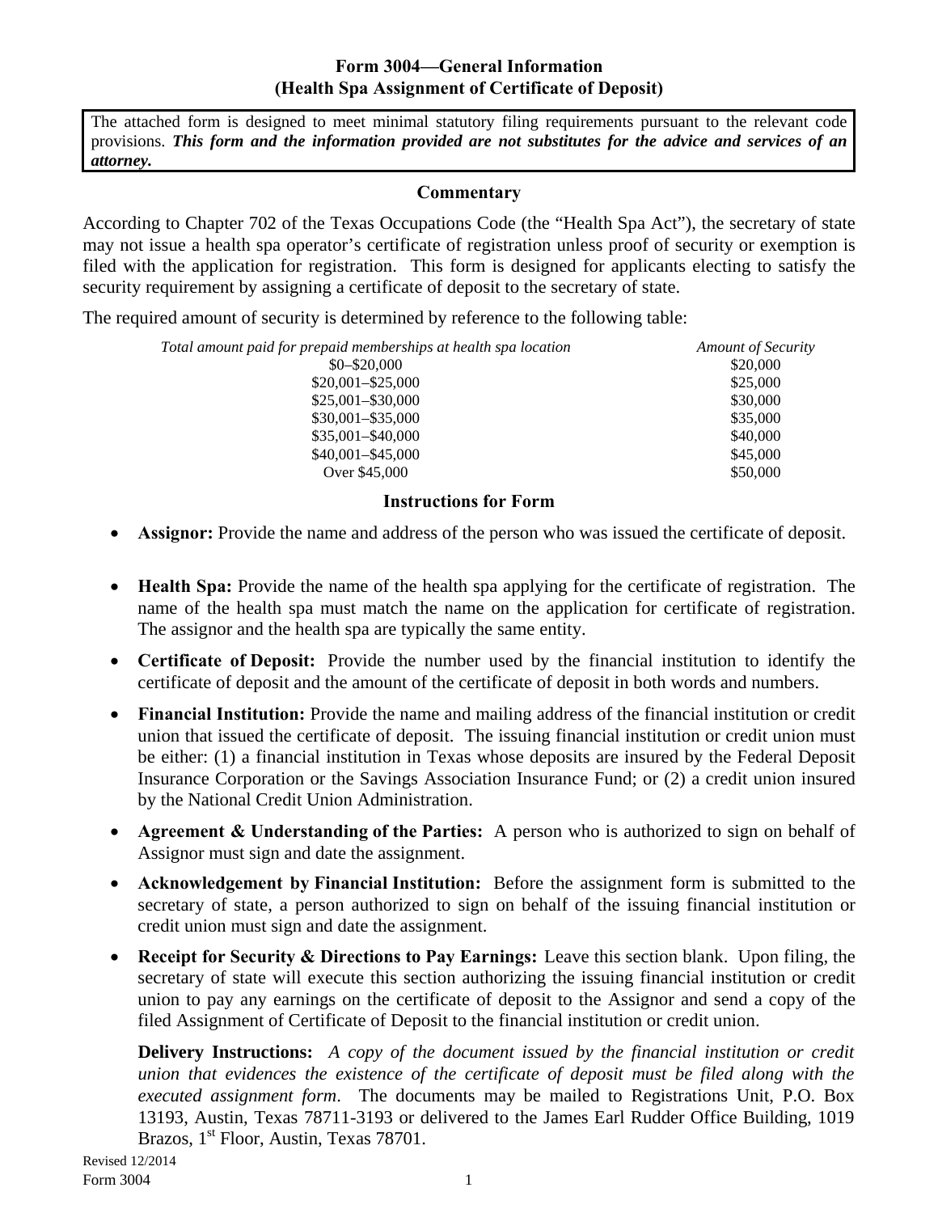# Form 3004—General Information
## (Health Spa Assignment of Certificate of Deposit)

> The attached form is designed to meet minimal statutory filing requirements pursuant to the relevant code provisions. ***This form and the information provided are not substitutes for the advice and services of an attorney.***

### Commentary

According to Chapter 702 of the Texas Occupations Code (the "Health Spa Act"), the secretary of state may not issue a health spa operator's certificate of registration unless proof of security or exemption is filed with the application for registration. This form is designed for applicants electing to satisfy the security requirement by assigning a certificate of deposit to the secretary of state.

The required amount of security is determined by reference to the following table:

| *Total amount paid for prepaid memberships at health spa location* | *Amount of Security* |
|---|---|
| $0–$20,000 | $20,000 |
| $20,001–$25,000 | $25,000 |
| $25,001–$30,000 | $30,000 |
| $30,001–$35,000 | $35,000 |
| $35,001–$40,000 | $40,000 |
| $40,001–$45,000 | $45,000 |
| Over $45,000 | $50,000 |

### Instructions for Form

- **Assignor:** Provide the name and address of the person who was issued the certificate of deposit.
- **Health Spa:** Provide the name of the health spa applying for the certificate of registration. The name of the health spa must match the name on the application for certificate of registration. The assignor and the health spa are typically the same entity.
- **Certificate of Deposit:** Provide the number used by the financial institution to identify the certificate of deposit and the amount of the certificate of deposit in both words and numbers.
- **Financial Institution:** Provide the name and mailing address of the financial institution or credit union that issued the certificate of deposit. The issuing financial institution or credit union must be either: (1) a financial institution in Texas whose deposits are insured by the Federal Deposit Insurance Corporation or the Savings Association Insurance Fund; or (2) a credit union insured by the National Credit Union Administration.
- **Agreement & Understanding of the Parties:** A person who is authorized to sign on behalf of Assignor must sign and date the assignment.
- **Acknowledgement by Financial Institution:** Before the assignment form is submitted to the secretary of state, a person authorized to sign on behalf of the issuing financial institution or credit union must sign and date the assignment.
- **Receipt for Security & Directions to Pay Earnings:** Leave this section blank. Upon filing, the secretary of state will execute this section authorizing the issuing financial institution or credit union to pay any earnings on the certificate of deposit to the Assignor and send a copy of the filed Assignment of Certificate of Deposit to the financial institution or credit union.

  **Delivery Instructions:** *A copy of the document issued by the financial institution or credit union that evidences the existence of the certificate of deposit must be filed along with the executed assignment form*. The documents may be mailed to Registrations Unit, P.O. Box 13193, Austin, Texas 78711-3193 or delivered to the James Earl Rudder Office Building, 1019 Brazos, 1st Floor, Austin, Texas 78701.

Revised 12/2014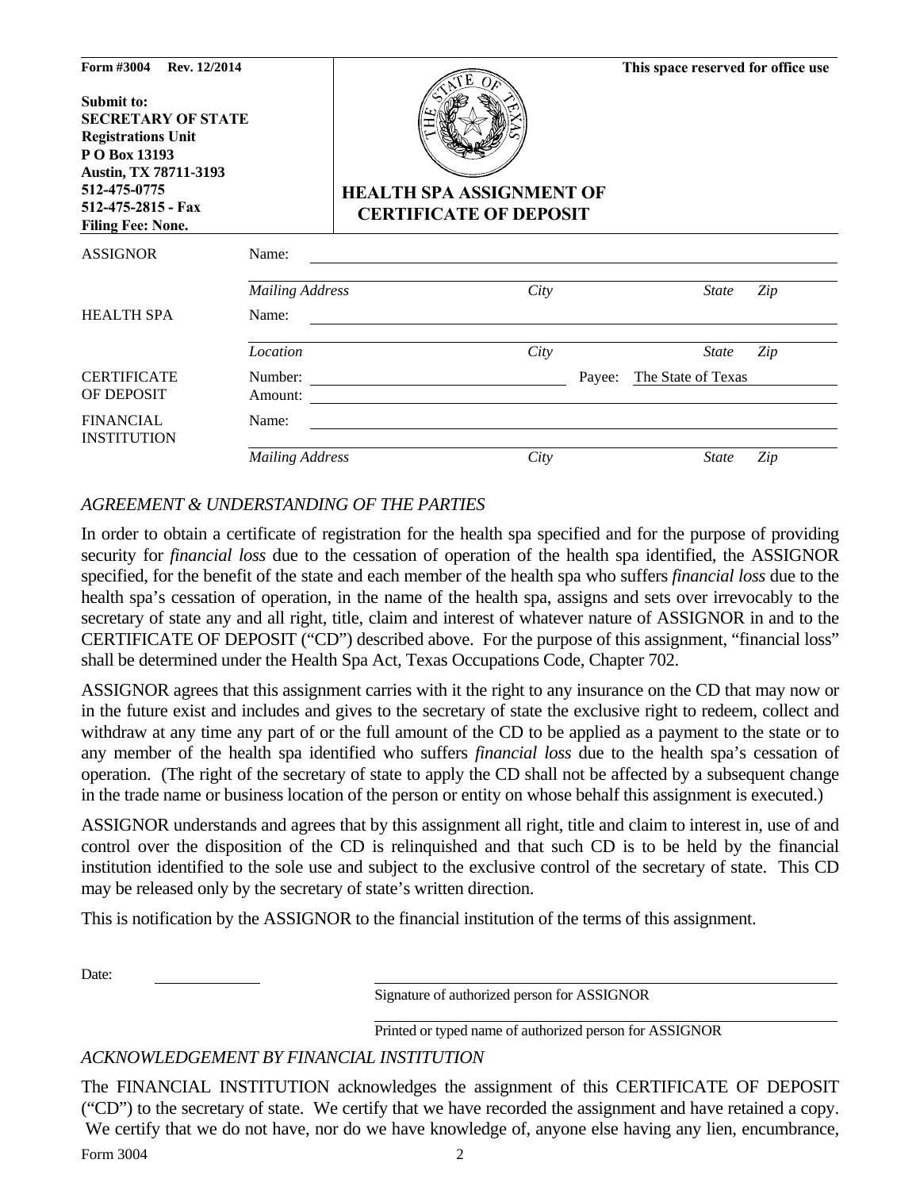**Form #3004 Rev. 12/2014**

**Submit to:**
**SECRETARY OF STATE**
**Registrations Unit**
**P O Box 13193**
**Austin, TX 78711-3193**
**512-475-0775**
**512-475-2815 - Fax**
**Filing Fee: None.**

**This space reserved for office use**

# HEALTH SPA ASSIGNMENT OF CERTIFICATE OF DEPOSIT

| | | | | | |
|---|---|---|---|---|---|
| ASSIGNOR | Name: | | | | |
| | *Mailing Address* | *City* | | *State* | *Zip* |
| HEALTH SPA | Name: | | | | |
| | *Location* | *City* | | *State* | *Zip* |
| CERTIFICATE OF DEPOSIT | Number: | | Payee: | The State of Texas | |
| | Amount: | | | | |
| FINANCIAL INSTITUTION | Name: | | | | |
| | *Mailing Address* | *City* | | *State* | *Zip* |

*AGREEMENT & UNDERSTANDING OF THE PARTIES*

In order to obtain a certificate of registration for the health spa specified and for the purpose of providing security for *financial loss* due to the cessation of operation of the health spa identified, the ASSIGNOR specified, for the benefit of the state and each member of the health spa who suffers *financial loss* due to the health spa's cessation of operation, in the name of the health spa, assigns and sets over irrevocably to the secretary of state any and all right, title, claim and interest of whatever nature of ASSIGNOR in and to the CERTIFICATE OF DEPOSIT ("CD") described above. For the purpose of this assignment, "financial loss" shall be determined under the Health Spa Act, Texas Occupations Code, Chapter 702.

ASSIGNOR agrees that this assignment carries with it the right to any insurance on the CD that may now or in the future exist and includes and gives to the secretary of state the exclusive right to redeem, collect and withdraw at any time any part of or the full amount of the CD to be applied as a payment to the state or to any member of the health spa identified who suffers *financial loss* due to the health spa's cessation of operation. (The right of the secretary of state to apply the CD shall not be affected by a subsequent change in the trade name or business location of the person or entity on whose behalf this assignment is executed.)

ASSIGNOR understands and agrees that by this assignment all right, title and claim to interest in, use of and control over the disposition of the CD is relinquished and that such CD is to be held by the financial institution identified to the sole use and subject to the exclusive control of the secretary of state. This CD may be released only by the secretary of state's written direction.

This is notification by the ASSIGNOR to the financial institution of the terms of this assignment.

Date: ____________

______________________________
Signature of authorized person for ASSIGNOR

______________________________
Printed or typed name of authorized person for ASSIGNOR

*ACKNOWLEDGEMENT BY FINANCIAL INSTITUTION*

The FINANCIAL INSTITUTION acknowledges the assignment of this CERTIFICATE OF DEPOSIT ("CD") to the secretary of state. We certify that we have recorded the assignment and have retained a copy. We certify that we do not have, nor do we have knowledge of, anyone else having any lien, encumbrance,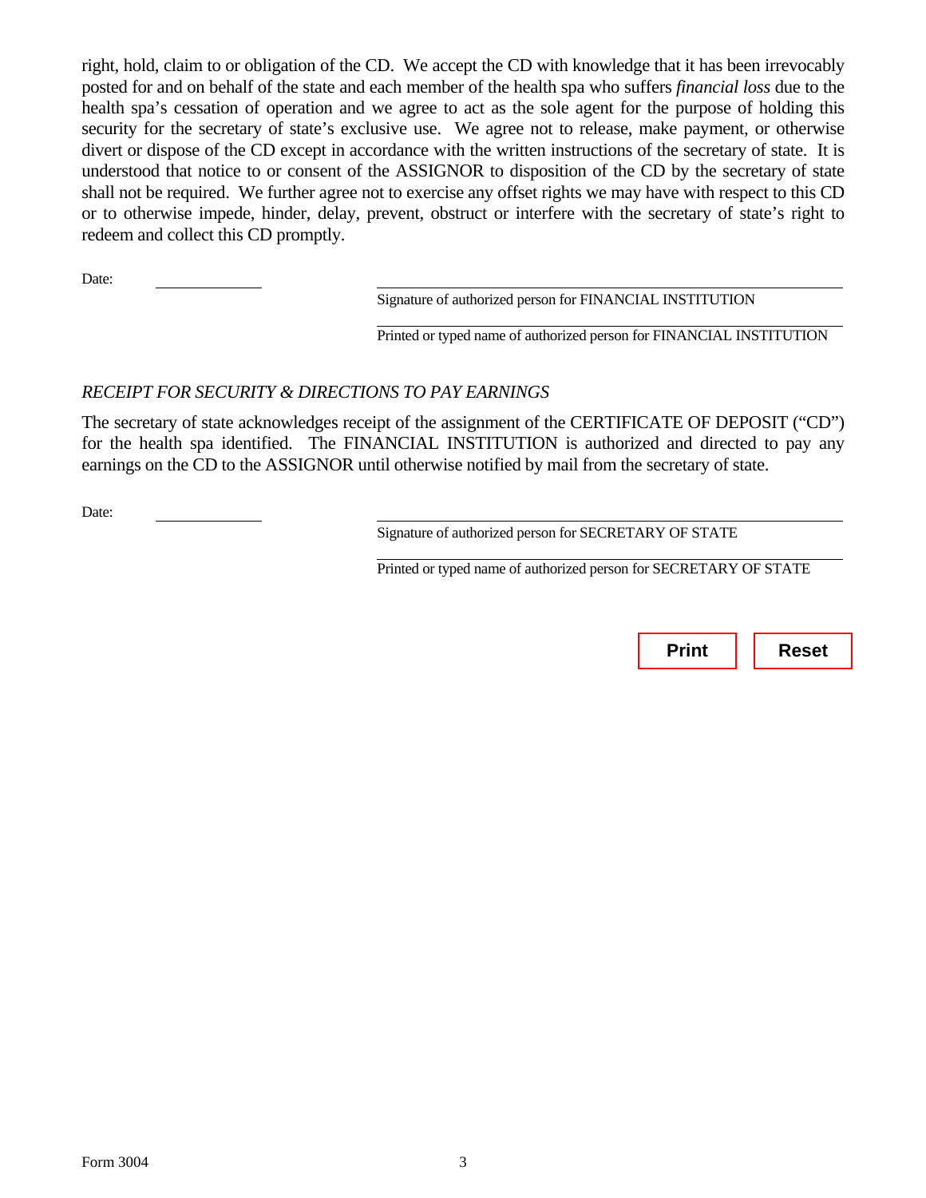right, hold, claim to or obligation of the CD. We accept the CD with knowledge that it has been irrevocably posted for and on behalf of the state and each member of the health spa who suffers *financial loss* due to the health spa's cessation of operation and we agree to act as the sole agent for the purpose of holding this security for the secretary of state's exclusive use. We agree not to release, make payment, or otherwise divert or dispose of the CD except in accordance with the written instructions of the secretary of state. It is understood that notice to or consent of the ASSIGNOR to disposition of the CD by the secretary of state shall not be required. We further agree not to exercise any offset rights we may have with respect to this CD or to otherwise impede, hinder, delay, prevent, obstruct or interfere with the secretary of state's right to redeem and collect this CD promptly.

Date: ______________

____________________________________________
Signature of authorized person for FINANCIAL INSTITUTION

____________________________________________
Printed or typed name of authorized person for FINANCIAL INSTITUTION

*RECEIPT FOR SECURITY & DIRECTIONS TO PAY EARNINGS*

The secretary of state acknowledges receipt of the assignment of the CERTIFICATE OF DEPOSIT ("CD") for the health spa identified. The FINANCIAL INSTITUTION is authorized and directed to pay any earnings on the CD to the ASSIGNOR until otherwise notified by mail from the secretary of state.

Date: ______________

____________________________________________
Signature of authorized person for SECRETARY OF STATE

____________________________________________
Printed or typed name of authorized person for SECRETARY OF STATE

Print Reset

Form 3004